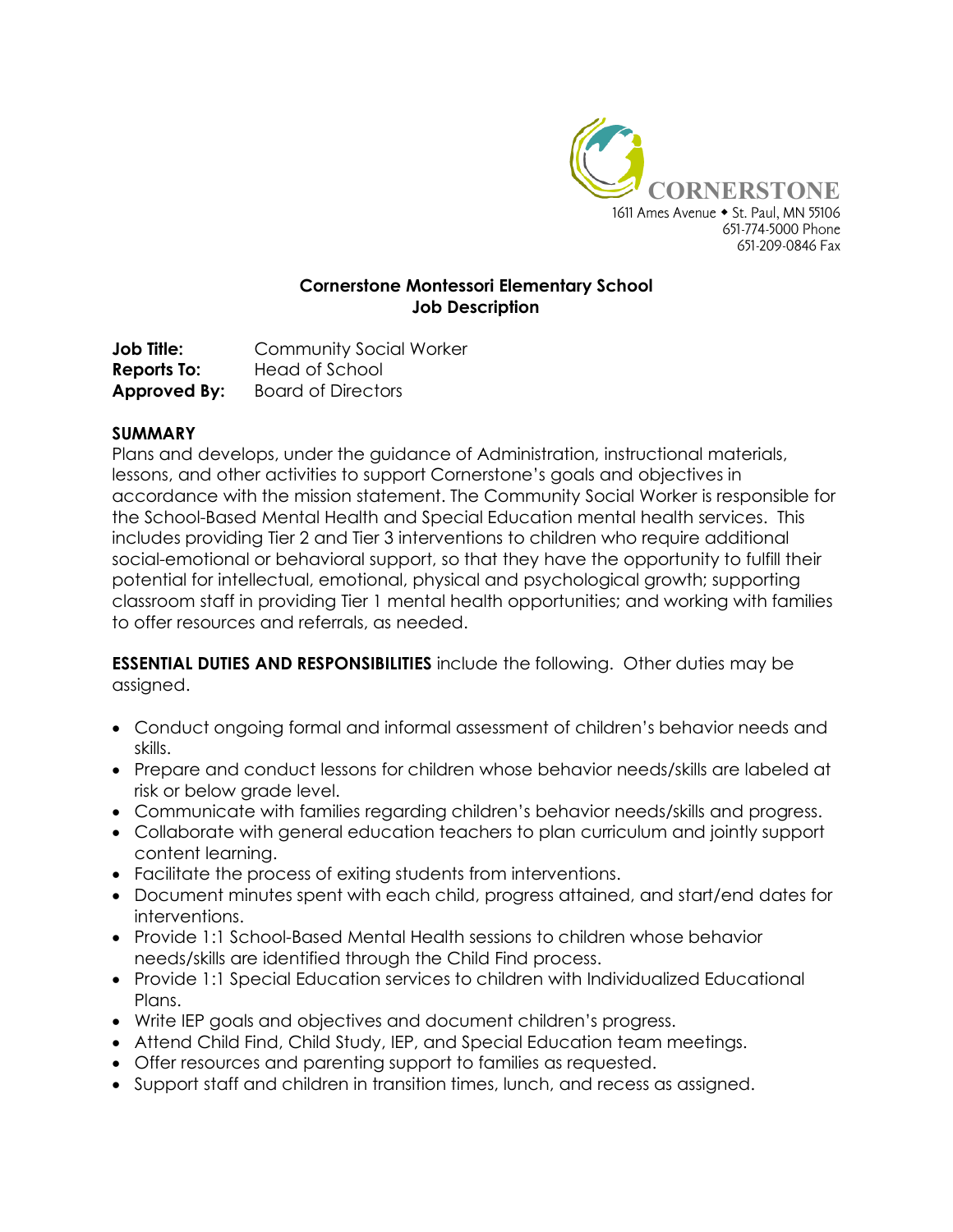CORNERSTONE
1611 Ames Avenue ◆ St. Paul, MN 55106
651-774-5000 Phone
651-209-0846 Fax

**Cornerstone Montessori Elementary School**
**Job Description**

**Job Title:** Community Social Worker
**Reports To:** Head of School
**Approved By:** Board of Directors

## SUMMARY

Plans and develops, under the guidance of Administration, instructional materials, lessons, and other activities to support Cornerstone's goals and objectives in accordance with the mission statement. The Community Social Worker is responsible for the School-Based Mental Health and Special Education mental health services. This includes providing Tier 2 and Tier 3 interventions to children who require additional social-emotional or behavioral support, so that they have the opportunity to fulfill their potential for intellectual, emotional, physical and psychological growth; supporting classroom staff in providing Tier 1 mental health opportunities; and working with families to offer resources and referrals, as needed.

**ESSENTIAL DUTIES AND RESPONSIBILITIES** include the following. Other duties may be assigned.

- Conduct ongoing formal and informal assessment of children's behavior needs and skills.
- Prepare and conduct lessons for children whose behavior needs/skills are labeled at risk or below grade level.
- Communicate with families regarding children's behavior needs/skills and progress.
- Collaborate with general education teachers to plan curriculum and jointly support content learning.
- Facilitate the process of exiting students from interventions.
- Document minutes spent with each child, progress attained, and start/end dates for interventions.
- Provide 1:1 School-Based Mental Health sessions to children whose behavior needs/skills are identified through the Child Find process.
- Provide 1:1 Special Education services to children with Individualized Educational Plans.
- Write IEP goals and objectives and document children's progress.
- Attend Child Find, Child Study, IEP, and Special Education team meetings.
- Offer resources and parenting support to families as requested.
- Support staff and children in transition times, lunch, and recess as assigned.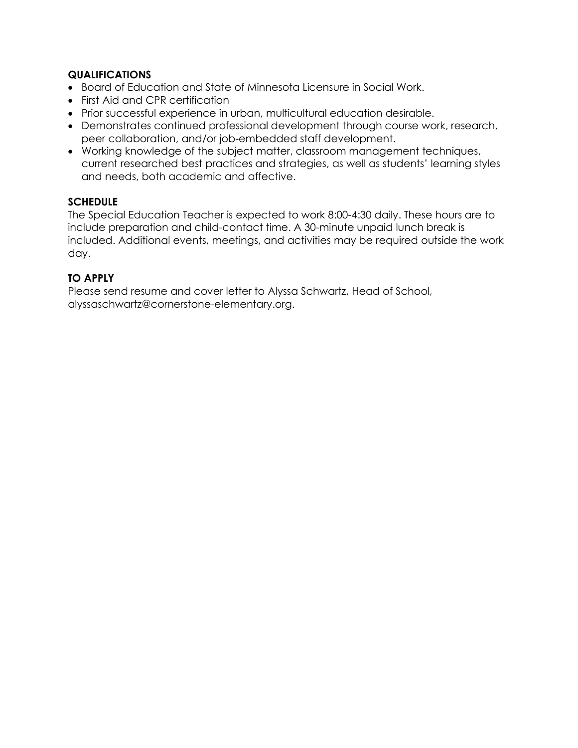**QUALIFICATIONS**

- Board of Education and State of Minnesota Licensure in Social Work.
- First Aid and CPR certification
- Prior successful experience in urban, multicultural education desirable.
- Demonstrates continued professional development through course work, research, peer collaboration, and/or job-embedded staff development.
- Working knowledge of the subject matter, classroom management techniques, current researched best practices and strategies, as well as students' learning styles and needs, both academic and affective.

**SCHEDULE**

The Special Education Teacher is expected to work 8:00-4:30 daily. These hours are to include preparation and child-contact time. A 30-minute unpaid lunch break is included. Additional events, meetings, and activities may be required outside the work day.

**TO APPLY**

Please send resume and cover letter to Alyssa Schwartz, Head of School, alyssaschwartz@cornerstone-elementary.org.